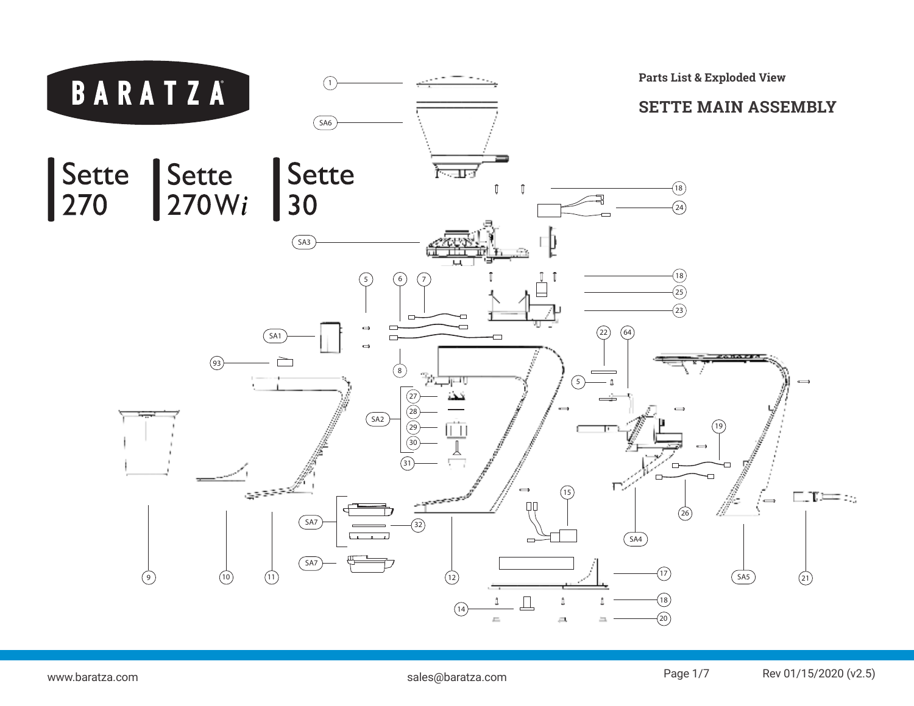BARATZA

Sette 270 | Sette 270Wi | Sette 30

**Parts List & Exploded View**

## SETTE MAIN ASSEMBLY

1, SA6, 18, 24, SA3, 5, 6, 7, 18, 25, 23, SA1, 22, 64, 93, 8, 5, 27, 28, SA2, 29, 19, 30, 31, 15, 26, SA7, 32, SA4, SA7, 17, 9, 10, 11, 12, SA5, 21, 18, 14, 20

www.baratza.com

sales@baratza.com

Rev 01/15/2020 (v2.5)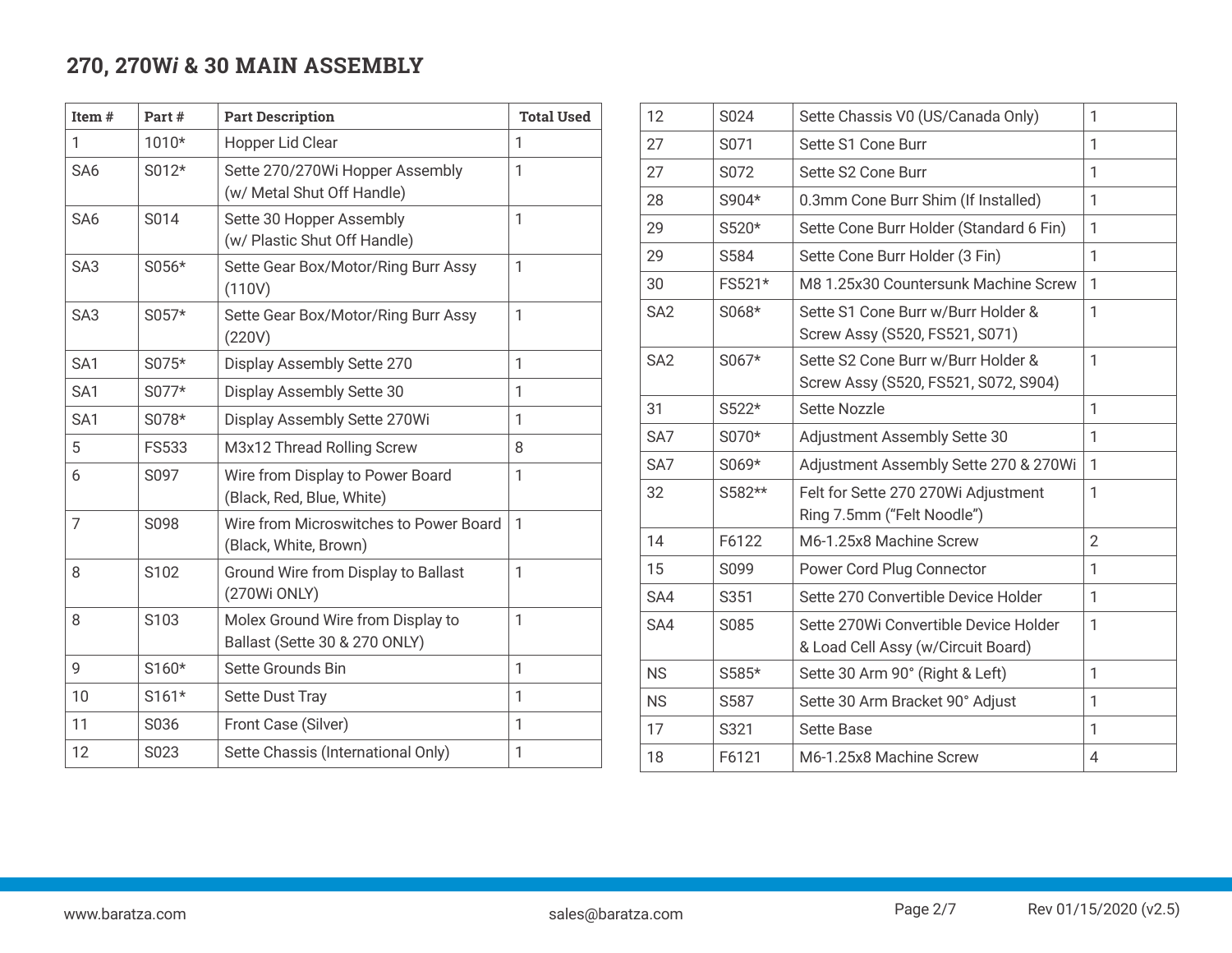## 270, 270W*i* & 30 MAIN ASSEMBLY

| Item # | Part # | Part Description | Total Used |
|---|---|---|---|
| 1 | 1010* | Hopper Lid Clear | 1 |
| SA6 | S012* | Sette 270/270Wi Hopper Assembly (w/ Metal Shut Off Handle) | 1 |
| SA6 | S014 | Sette 30 Hopper Assembly (w/ Plastic Shut Off Handle) | 1 |
| SA3 | S056* | Sette Gear Box/Motor/Ring Burr Assy (110V) | 1 |
| SA3 | S057* | Sette Gear Box/Motor/Ring Burr Assy (220V) | 1 |
| SA1 | S075* | Display Assembly Sette 270 | 1 |
| SA1 | S077* | Display Assembly Sette 30 | 1 |
| SA1 | S078* | Display Assembly Sette 270Wi | 1 |
| 5 | FS533 | M3x12 Thread Rolling Screw | 8 |
| 6 | S097 | Wire from Display to Power Board (Black, Red, Blue, White) | 1 |
| 7 | S098 | Wire from Microswitches to Power Board (Black, White, Brown) | 1 |
| 8 | S102 | Ground Wire from Display to Ballast (270Wi ONLY) | 1 |
| 8 | S103 | Molex Ground Wire from Display to Ballast (Sette 30 & 270 ONLY) | 1 |
| 9 | S160* | Sette Grounds Bin | 1 |
| 10 | S161* | Sette Dust Tray | 1 |
| 11 | S036 | Front Case (Silver) | 1 |
| 12 | S023 | Sette Chassis (International Only) | 1 |
| 12 | S024 | Sette Chassis V0 (US/Canada Only) | 1 |
| 27 | S071 | Sette S1 Cone Burr | 1 |
| 27 | S072 | Sette S2 Cone Burr | 1 |
| 28 | S904* | 0.3mm Cone Burr Shim (If Installed) | 1 |
| 29 | S520* | Sette Cone Burr Holder (Standard 6 Fin) | 1 |
| 29 | S584 | Sette Cone Burr Holder (3 Fin) | 1 |
| 30 | FS521* | M8 1.25x30 Countersunk Machine Screw | 1 |
| SA2 | S068* | Sette S1 Cone Burr w/Burr Holder & Screw Assy (S520, FS521, S071) | 1 |
| SA2 | S067* | Sette S2 Cone Burr w/Burr Holder & Screw Assy (S520, FS521, S072, S904) | 1 |
| 31 | S522* | Sette Nozzle | 1 |
| SA7 | S070* | Adjustment Assembly Sette 30 | 1 |
| SA7 | S069* | Adjustment Assembly Sette 270 & 270Wi | 1 |
| 32 | S582** | Felt for Sette 270 270Wi Adjustment Ring 7.5mm ("Felt Noodle") | 1 |
| 14 | F6122 | M6-1.25x8 Machine Screw | 2 |
| 15 | S099 | Power Cord Plug Connector | 1 |
| SA4 | S351 | Sette 270 Convertible Device Holder | 1 |
| SA4 | S085 | Sette 270Wi Convertible Device Holder & Load Cell Assy (w/Circuit Board) | 1 |
| NS | S585* | Sette 30 Arm 90° (Right & Left) | 1 |
| NS | S587 | Sette 30 Arm Bracket 90° Adjust | 1 |
| 17 | S321 | Sette Base | 1 |
| 18 | F6121 | M6-1.25x8 Machine Screw | 4 |

www.baratza.com sales@baratza.com Rev 01/15/2020 (v2.5)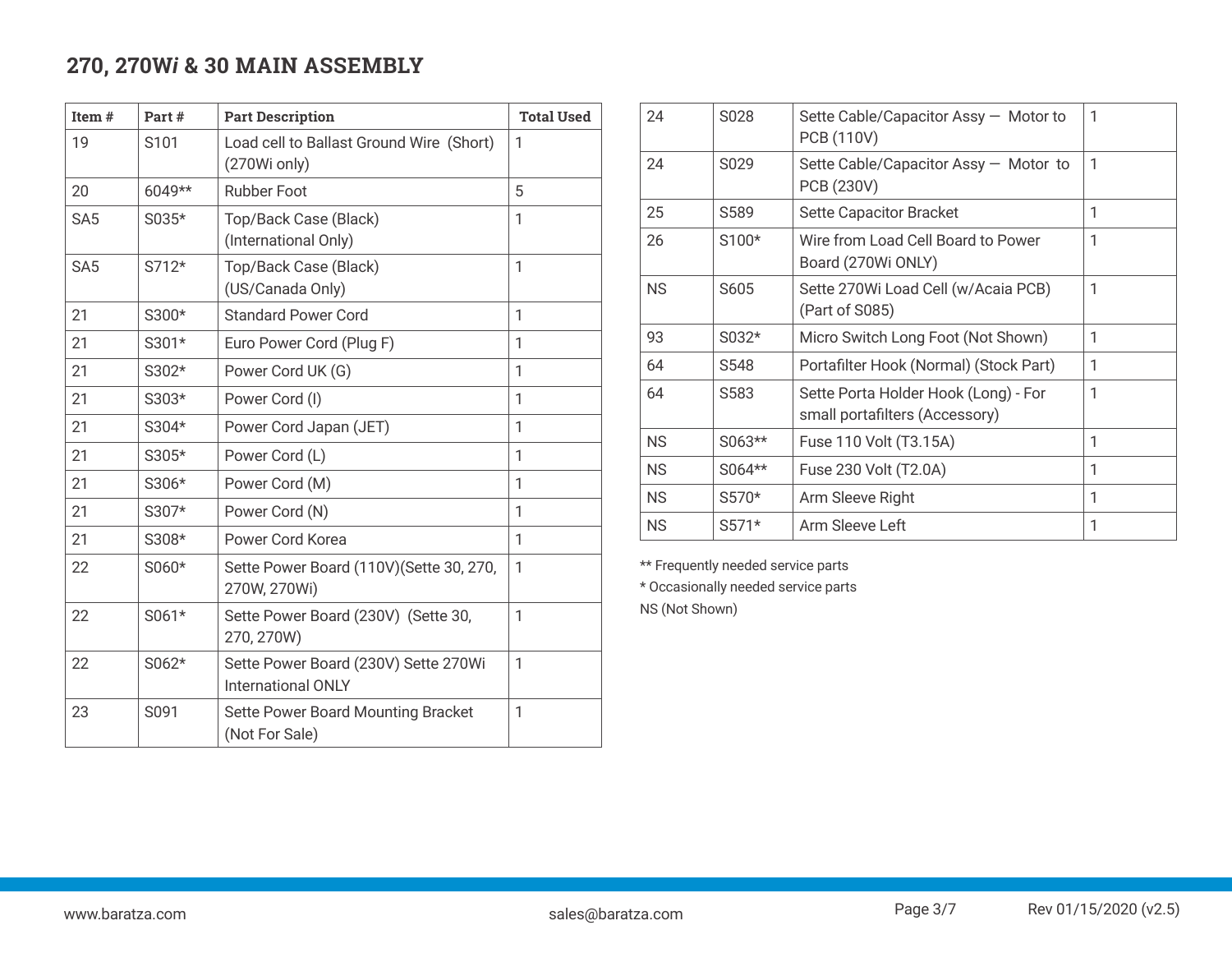## 270, 270W*i* & 30 MAIN ASSEMBLY

| Item # | Part # | Part Description | Total Used |
|---|---|---|---|
| 19 | S101 | Load cell to Ballast Ground Wire (Short) (270Wi only) | 1 |
| 20 | 6049** | Rubber Foot | 5 |
| SA5 | S035* | Top/Back Case (Black) (International Only) | 1 |
| SA5 | S712* | Top/Back Case (Black) (US/Canada Only) | 1 |
| 21 | S300* | Standard Power Cord | 1 |
| 21 | S301* | Euro Power Cord (Plug F) | 1 |
| 21 | S302* | Power Cord UK (G) | 1 |
| 21 | S303* | Power Cord (I) | 1 |
| 21 | S304* | Power Cord Japan (JET) | 1 |
| 21 | S305* | Power Cord (L) | 1 |
| 21 | S306* | Power Cord (M) | 1 |
| 21 | S307* | Power Cord (N) | 1 |
| 21 | S308* | Power Cord Korea | 1 |
| 22 | S060* | Sette Power Board (110V)(Sette 30, 270, 270W, 270Wi) | 1 |
| 22 | S061* | Sette Power Board (230V) (Sette 30, 270, 270W) | 1 |
| 22 | S062* | Sette Power Board (230V) Sette 270Wi International ONLY | 1 |
| 23 | S091 | Sette Power Board Mounting Bracket (Not For Sale) | 1 |
| 24 | S028 | Sette Cable/Capacitor Assy — Motor to PCB (110V) | 1 |
| 24 | S029 | Sette Cable/Capacitor Assy — Motor to PCB (230V) | 1 |
| 25 | S589 | Sette Capacitor Bracket | 1 |
| 26 | S100* | Wire from Load Cell Board to Power Board (270Wi ONLY) | 1 |
| NS | S605 | Sette 270Wi Load Cell (w/Acaia PCB) (Part of S085) | 1 |
| 93 | S032* | Micro Switch Long Foot (Not Shown) | 1 |
| 64 | S548 | Portafilter Hook (Normal) (Stock Part) | 1 |
| 64 | S583 | Sette Porta Holder Hook (Long) - For small portafilters (Accessory) | 1 |
| NS | S063** | Fuse 110 Volt (T3.15A) | 1 |
| NS | S064** | Fuse 230 Volt (T2.0A) | 1 |
| NS | S570* | Arm Sleeve Right | 1 |
| NS | S571* | Arm Sleeve Left | 1 |

** Frequently needed service parts

* Occasionally needed service parts

NS (Not Shown)

www.baratza.com sales@baratza.com Rev 01/15/2020 (v2.5)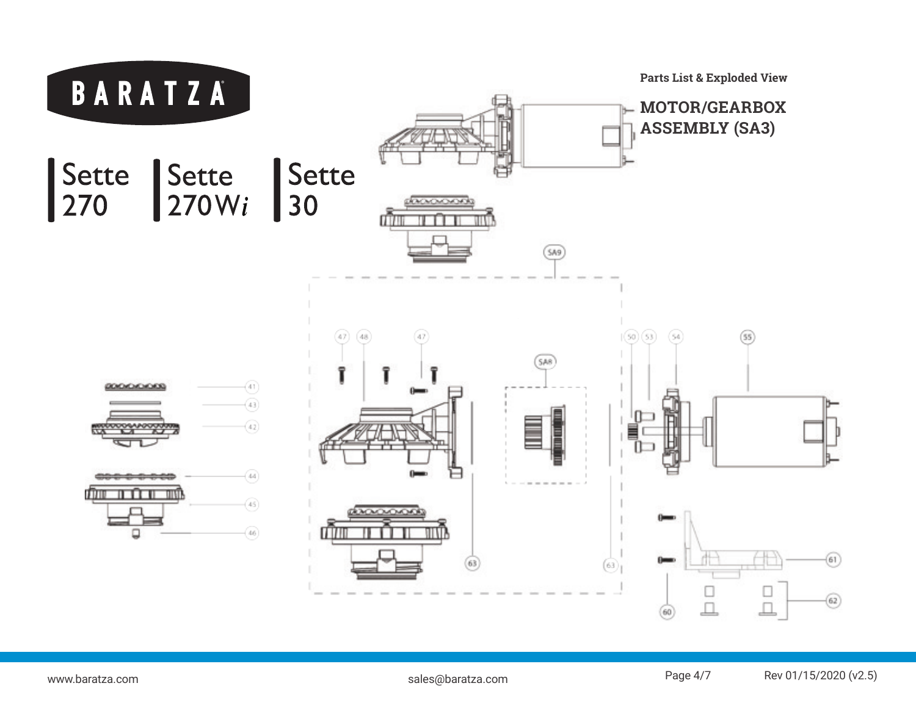# BARATZA

Sette 270 | Sette 270W*i* | Sette 30

Parts List & Exploded View

## MOTOR/GEARBOX ASSEMBLY (SA3)

SA9

47 48 47 50 53 54 55

SA8

41

43

42

44

45

46

63 63

61

62

60

www.baratza.com sales@baratza.com Rev 01/15/2020 (v2.5)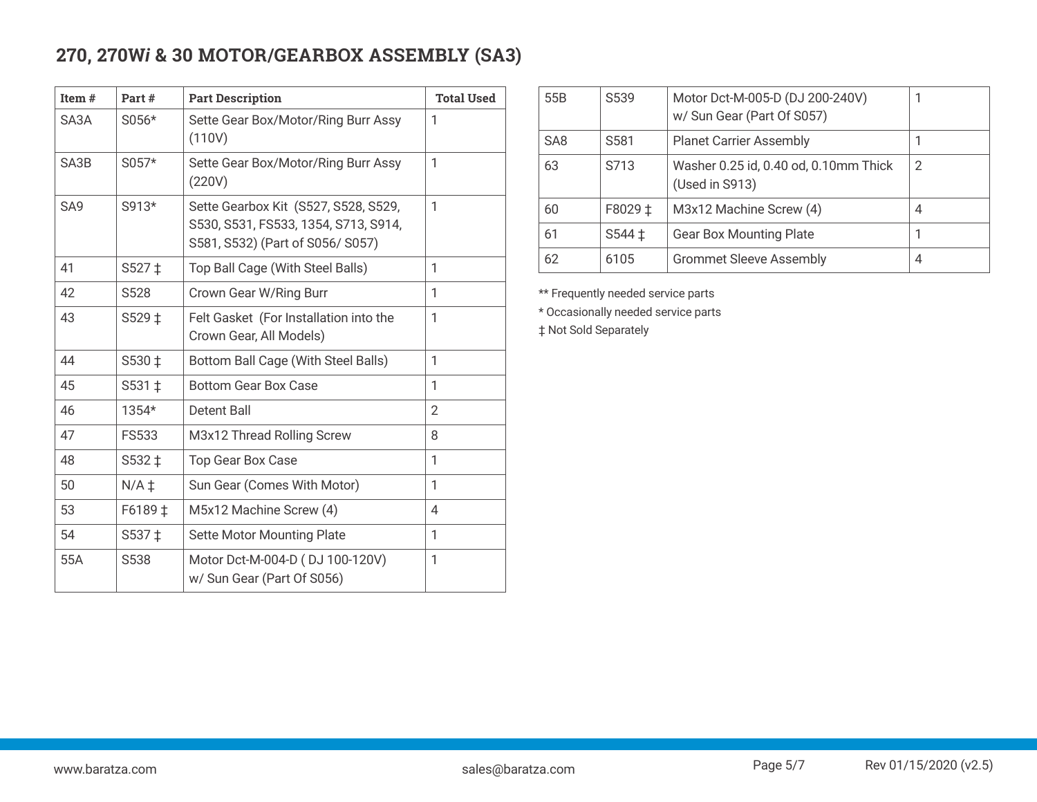## 270, 270W*i* & 30 MOTOR/GEARBOX ASSEMBLY (SA3)

| Item # | Part # | Part Description | Total Used |
|---|---|---|---|
| SA3A | S056* | Sette Gear Box/Motor/Ring Burr Assy (110V) | 1 |
| SA3B | S057* | Sette Gear Box/Motor/Ring Burr Assy (220V) | 1 |
| SA9 | S913* | Sette Gearbox Kit (S527, S528, S529, S530, S531, FS533, 1354, S713, S914, S581, S532) (Part of S056/ S057) | 1 |
| 41 | S527 ‡ | Top Ball Cage (With Steel Balls) | 1 |
| 42 | S528 | Crown Gear W/Ring Burr | 1 |
| 43 | S529 ‡ | Felt Gasket (For Installation into the Crown Gear, All Models) | 1 |
| 44 | S530 ‡ | Bottom Ball Cage (With Steel Balls) | 1 |
| 45 | S531 ‡ | Bottom Gear Box Case | 1 |
| 46 | 1354* | Detent Ball | 2 |
| 47 | FS533 | M3x12 Thread Rolling Screw | 8 |
| 48 | S532 ‡ | Top Gear Box Case | 1 |
| 50 | N/A ‡ | Sun Gear (Comes With Motor) | 1 |
| 53 | F6189 ‡ | M5x12 Machine Screw (4) | 4 |
| 54 | S537 ‡ | Sette Motor Mounting Plate | 1 |
| 55A | S538 | Motor Dct-M-004-D ( DJ 100-120V) w/ Sun Gear (Part Of S056) | 1 |
| 55B | S539 | Motor Dct-M-005-D (DJ 200-240V) w/ Sun Gear (Part Of S057) | 1 |
| SA8 | S581 | Planet Carrier Assembly | 1 |
| 63 | S713 | Washer 0.25 id, 0.40 od, 0.10mm Thick (Used in S913) | 2 |
| 60 | F8029 ‡ | M3x12 Machine Screw (4) | 4 |
| 61 | S544 ‡ | Gear Box Mounting Plate | 1 |
| 62 | 6105 | Grommet Sleeve Assembly | 4 |

** Frequently needed service parts

* Occasionally needed service parts

‡ Not Sold Separately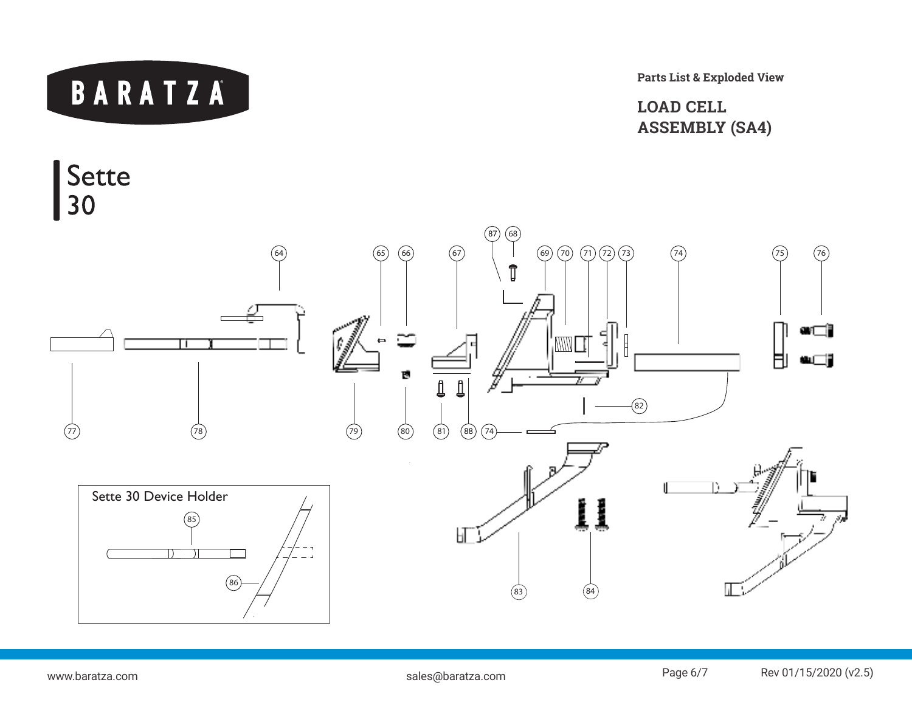# BARATZA

**Parts List & Exploded View**

## LOAD CELL ASSEMBLY (SA4)

## Sette 30

87 68

64 65 66 67 69 70 71 72 73 74 75 76

82

77 78 79 80 81 88 74

Sette 30 Device Holder

85

86

83 84

www.baratza.com sales@baratza.com Rev 01/15/2020 (v2.5)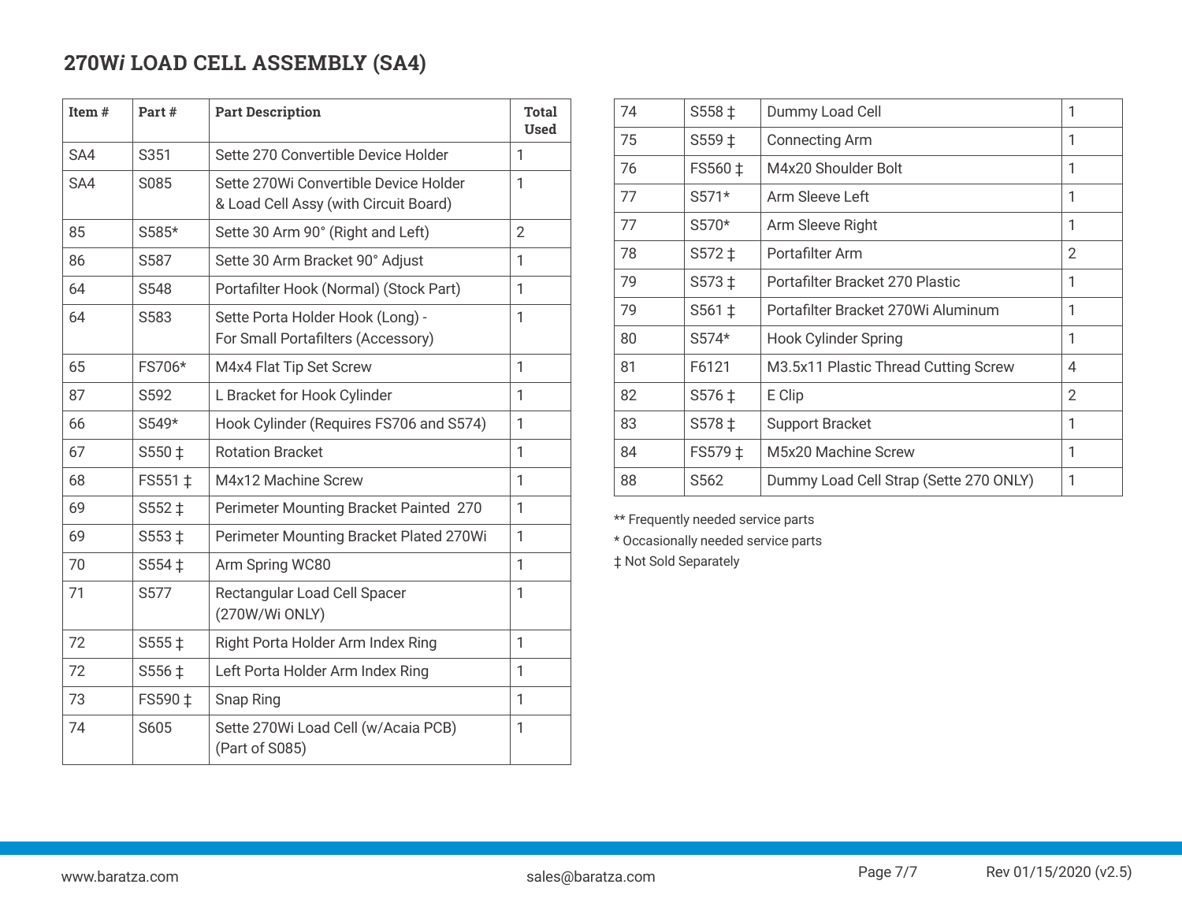## 270W*i* LOAD CELL ASSEMBLY (SA4)

| Item # | Part # | Part Description | Total Used |
|---|---|---|---|
| SA4 | S351 | Sette 270 Convertible Device Holder | 1 |
| SA4 | S085 | Sette 270Wi Convertible Device Holder & Load Cell Assy (with Circuit Board) | 1 |
| 85 | S585* | Sette 30 Arm 90° (Right and Left) | 2 |
| 86 | S587 | Sette 30 Arm Bracket 90° Adjust | 1 |
| 64 | S548 | Portafilter Hook (Normal) (Stock Part) | 1 |
| 64 | S583 | Sette Porta Holder Hook (Long) - For Small Portafilters (Accessory) | 1 |
| 65 | FS706* | M4x4 Flat Tip Set Screw | 1 |
| 87 | S592 | L Bracket for Hook Cylinder | 1 |
| 66 | S549* | Hook Cylinder (Requires FS706 and S574) | 1 |
| 67 | S550 ‡ | Rotation Bracket | 1 |
| 68 | FS551 ‡ | M4x12 Machine Screw | 1 |
| 69 | S552 ‡ | Perimeter Mounting Bracket Painted 270 | 1 |
| 69 | S553 ‡ | Perimeter Mounting Bracket Plated 270Wi | 1 |
| 70 | S554 ‡ | Arm Spring WC80 | 1 |
| 71 | S577 | Rectangular Load Cell Spacer (270W/Wi ONLY) | 1 |
| 72 | S555 ‡ | Right Porta Holder Arm Index Ring | 1 |
| 72 | S556 ‡ | Left Porta Holder Arm Index Ring | 1 |
| 73 | FS590 ‡ | Snap Ring | 1 |
| 74 | S605 | Sette 270Wi Load Cell (w/Acaia PCB) (Part of S085) | 1 |
| 74 | S558 ‡ | Dummy Load Cell | 1 |
| 75 | S559 ‡ | Connecting Arm | 1 |
| 76 | FS560 ‡ | M4x20 Shoulder Bolt | 1 |
| 77 | S571* | Arm Sleeve Left | 1 |
| 77 | S570* | Arm Sleeve Right | 1 |
| 78 | S572 ‡ | Portafilter Arm | 2 |
| 79 | S573 ‡ | Portafilter Bracket 270 Plastic | 1 |
| 79 | S561 ‡ | Portafilter Bracket 270Wi Aluminum | 1 |
| 80 | S574* | Hook Cylinder Spring | 1 |
| 81 | F6121 | M3.5x11 Plastic Thread Cutting Screw | 4 |
| 82 | S576 ‡ | E Clip | 2 |
| 83 | S578 ‡ | Support Bracket | 1 |
| 84 | FS579 ‡ | M5x20 Machine Screw | 1 |
| 88 | S562 | Dummy Load Cell Strap (Sette 270 ONLY) | 1 |

** Frequently needed service parts

* Occasionally needed service parts

‡ Not Sold Separately

www.baratza.com sales@baratza.com Rev 01/15/2020 (v2.5)